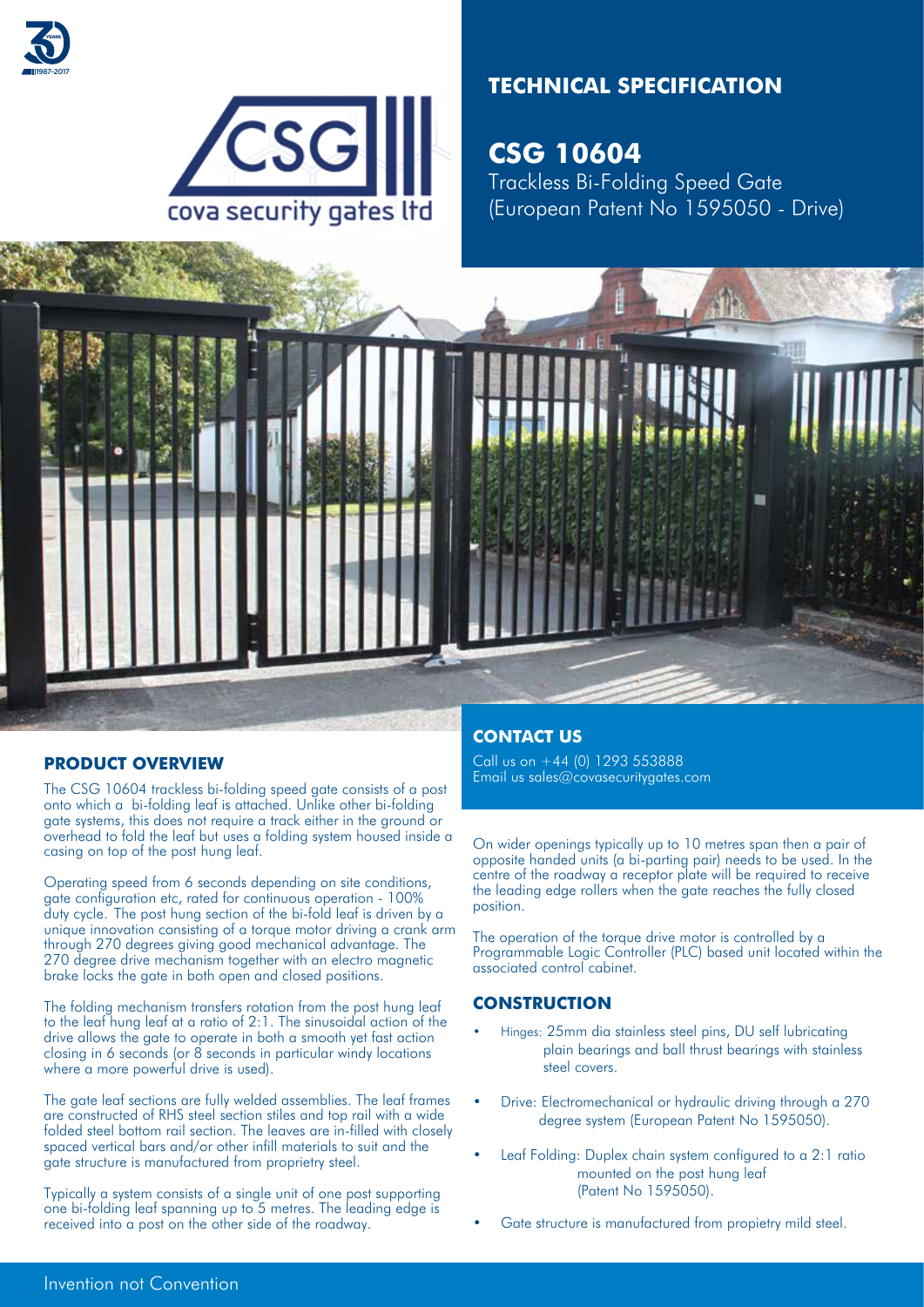cova security gates ltd

# TECHNICAL SPECIFICATION

## CSG 10604

Trackless Bi-Folding Speed Gate
(European Patent No 1595050 - Drive)

### PRODUCT OVERVIEW

The CSG 10604 trackless bi-folding speed gate consists of a post onto which a bi-folding leaf is attached. Unlike other bi-folding gate systems, this does not require a track either in the ground or overhead to fold the leaf but uses a folding system housed inside a casing on top of the post hung leaf.

Operating speed from 6 seconds depending on site conditions, gate configuration etc, rated for continuous operation - 100% duty cycle. The post hung section of the bi-fold leaf is driven by a unique innovation consisting of a torque motor driving a crank arm through 270 degrees giving good mechanical advantage. The 270 degree drive mechanism together with an electro magnetic brake locks the gate in both open and closed positions.

The folding mechanism transfers rotation from the post hung leaf to the leaf hung leaf at a ratio of 2:1. The sinusoidal action of the drive allows the gate to operate in both a smooth yet fast action closing in 6 seconds (or 8 seconds in particular windy locations where a more powerful drive is used).

The gate leaf sections are fully welded assemblies. The leaf frames are constructed of RHS steel section stiles and top rail with a wide folded steel bottom rail section. The leaves are in-filled with closely spaced vertical bars and/or other infill materials to suit and the gate structure is manufactured from proprietry steel.

Typically a system consists of a single unit of one post supporting one bi-folding leaf spanning up to 5 metres. The leading edge is received into a post on the other side of the roadway.

### CONTACT US

Call us on +44 (0) 1293 553888
Email us sales@covasecuritygates.com

On wider openings typically up to 10 metres span then a pair of opposite handed units (a bi-parting pair) needs to be used. In the centre of the roadway a receptor plate will be required to receive the leading edge rollers when the gate reaches the fully closed position.

The operation of the torque drive motor is controlled by a Programmable Logic Controller (PLC) based unit located within the associated control cabinet.

### CONSTRUCTION

- Hinges: 25mm dia stainless steel pins, DU self lubricating plain bearings and ball thrust bearings with stainless steel covers.
- Drive: Electromechanical or hydraulic driving through a 270 degree system (European Patent No 1595050).
- Leaf Folding: Duplex chain system configured to a 2:1 ratio mounted on the post hung leaf (Patent No 1595050).
- Gate structure is manufactured from propietry mild steel.

Invention not Convention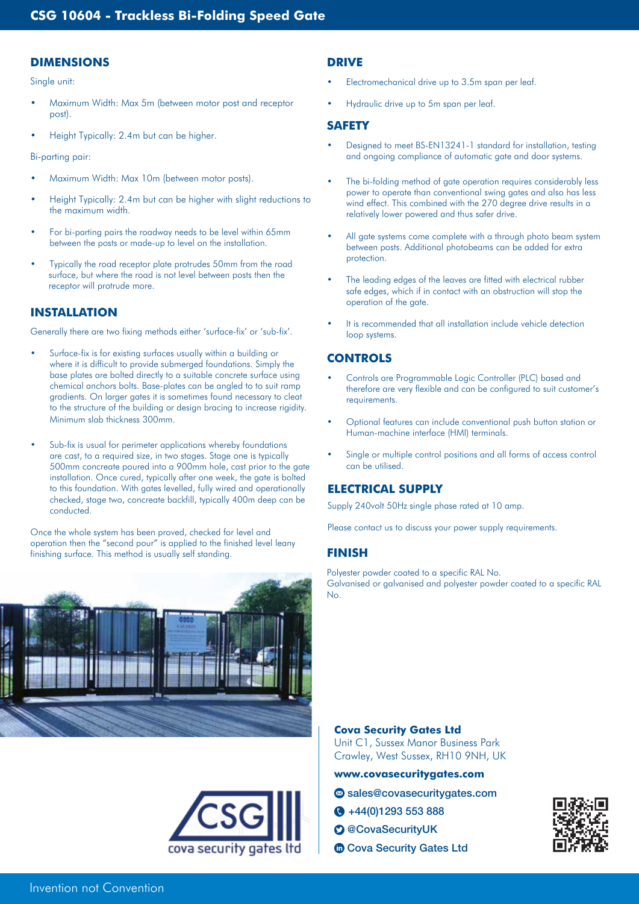# CSG 10604 - Trackless Bi-Folding Speed Gate

## DIMENSIONS

Single unit:

- Maximum Width: Max 5m (between motor post and receptor post).
- Height Typically: 2.4m but can be higher.

Bi-parting pair:

- Maximum Width: Max 10m (between motor posts).
- Height Typically: 2.4m but can be higher with slight reductions to the maximum width.
- For bi-parting pairs the roadway needs to be level within 65mm between the posts or made-up to level on the installation.
- Typically the road receptor plate protrudes 50mm from the road surface, but where the road is not level between posts then the receptor will protrude more.

## INSTALLATION

Generally there are two fixing methods either 'surface-fix' or 'sub-fix'.

- Surface-fix is for existing surfaces usually within a building or where it is difficult to provide submerged foundations. Simply the base plates are bolted directly to a suitable concrete surface using chemical anchors bolts. Base-plates can be angled to to suit ramp gradients. On larger gates it is sometimes found necessary to cleat to the structure of the building or design bracing to increase rigidity. Minimum slab thickness 300mm.
- Sub-fix is usual for perimeter applications whereby foundations are cast, to a required size, in two stages. Stage one is typically 500mm concreate poured into a 900mm hole, cast prior to the gate installation. Once cured, typically after one week, the gate is bolted to this foundation. With gates levelled, fully wired and operationally checked, stage two, concreate backfill, typically 400m deep can be conducted.

Once the whole system has been proved, checked for level and operation then the "second pour" is applied to the finished level leany finishing surface. This method is usually self standing.

## DRIVE

- Electromechanical drive up to 3.5m span per leaf.
- Hydraulic drive up to 5m span per leaf.

## SAFETY

- Designed to meet BS-EN13241-1 standard for installation, testing and ongoing compliance of automatic gate and door systems.
- The bi-folding method of gate operation requires considerably less power to operate than conventional swing gates and also has less wind effect. This combined with the 270 degree drive results in a relatively lower powered and thus safer drive.
- All gate systems come complete with a through photo beam system between posts. Additional photobeams can be added for extra protection.
- The leading edges of the leaves are fitted with electrical rubber safe edges, which if in contact with an obstruction will stop the operation of the gate.
- It is recommended that all installation include vehicle detection loop systems.

## CONTROLS

- Controls are Programmable Logic Controller (PLC) based and therefore are very flexible and can be configured to suit customer's requirements.
- Optional features can include conventional push button station or Human-machine interface (HMI) terminals.
- Single or multiple control positions and all forms of access control can be utilised.

## ELECTRICAL SUPPLY

Supply 240volt 50Hz single phase rated at 10 amp.

Please contact us to discuss your power supply requirements.

## FINISH

Polyester powder coated to a specific RAL No.
Galvanised or galvanised and polyester powder coated to a specific RAL No.

**Cova Security Gates Ltd**
Unit C1, Sussex Manor Business Park
Crawley, West Sussex, RH10 9NH, UK

**www.covasecuritygates.com**

sales@covasecuritygates.com

+44(0)1293 553 888

@CovaSecurityUK

Cova Security Gates Ltd

CSG cova security gates ltd

Invention not Convention